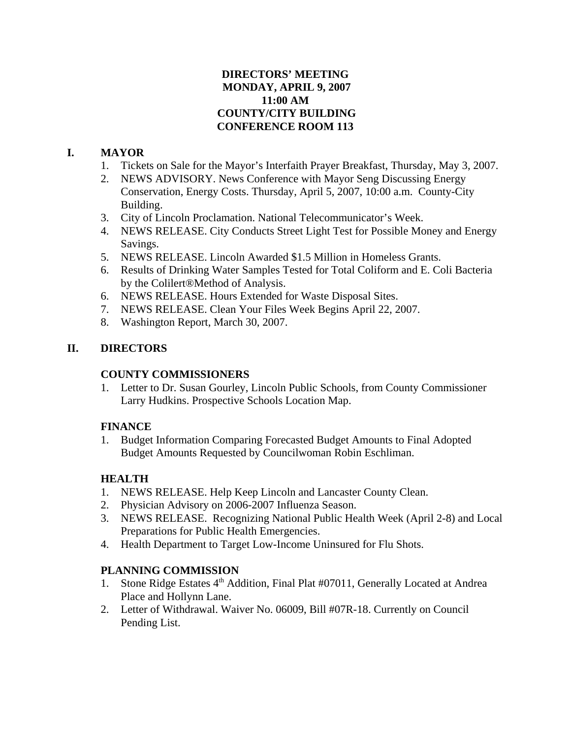**DIRECTORS' MEETING**
**MONDAY, APRIL 9, 2007**
**11:00 AM**
**COUNTY/CITY BUILDING**
**CONFERENCE ROOM 113**

## I. MAYOR

1. Tickets on Sale for the Mayor's Interfaith Prayer Breakfast, Thursday, May 3, 2007.
2. NEWS ADVISORY. News Conference with Mayor Seng Discussing Energy Conservation, Energy Costs. Thursday, April 5, 2007, 10:00 a.m. County-City Building.
3. City of Lincoln Proclamation. National Telecommunicator's Week.
4. NEWS RELEASE. City Conducts Street Light Test for Possible Money and Energy Savings.
5. NEWS RELEASE. Lincoln Awarded $1.5 Million in Homeless Grants.
6. Results of Drinking Water Samples Tested for Total Coliform and E. Coli Bacteria by the Colilert®Method of Analysis.
6. NEWS RELEASE. Hours Extended for Waste Disposal Sites.
7. NEWS RELEASE. Clean Your Files Week Begins April 22, 2007.
8. Washington Report, March 30, 2007.

## II. DIRECTORS

### COUNTY COMMISSIONERS

1. Letter to Dr. Susan Gourley, Lincoln Public Schools, from County Commissioner Larry Hudkins. Prospective Schools Location Map.

### FINANCE

1. Budget Information Comparing Forecasted Budget Amounts to Final Adopted Budget Amounts Requested by Councilwoman Robin Eschliman.

### HEALTH

1. NEWS RELEASE. Help Keep Lincoln and Lancaster County Clean.
2. Physician Advisory on 2006-2007 Influenza Season.
3. NEWS RELEASE. Recognizing National Public Health Week (April 2-8) and Local Preparations for Public Health Emergencies.
4. Health Department to Target Low-Income Uninsured for Flu Shots.

### PLANNING COMMISSION

1. Stone Ridge Estates 4th Addition, Final Plat #07011, Generally Located at Andrea Place and Hollynn Lane.
2. Letter of Withdrawal. Waiver No. 06009, Bill #07R-18. Currently on Council Pending List.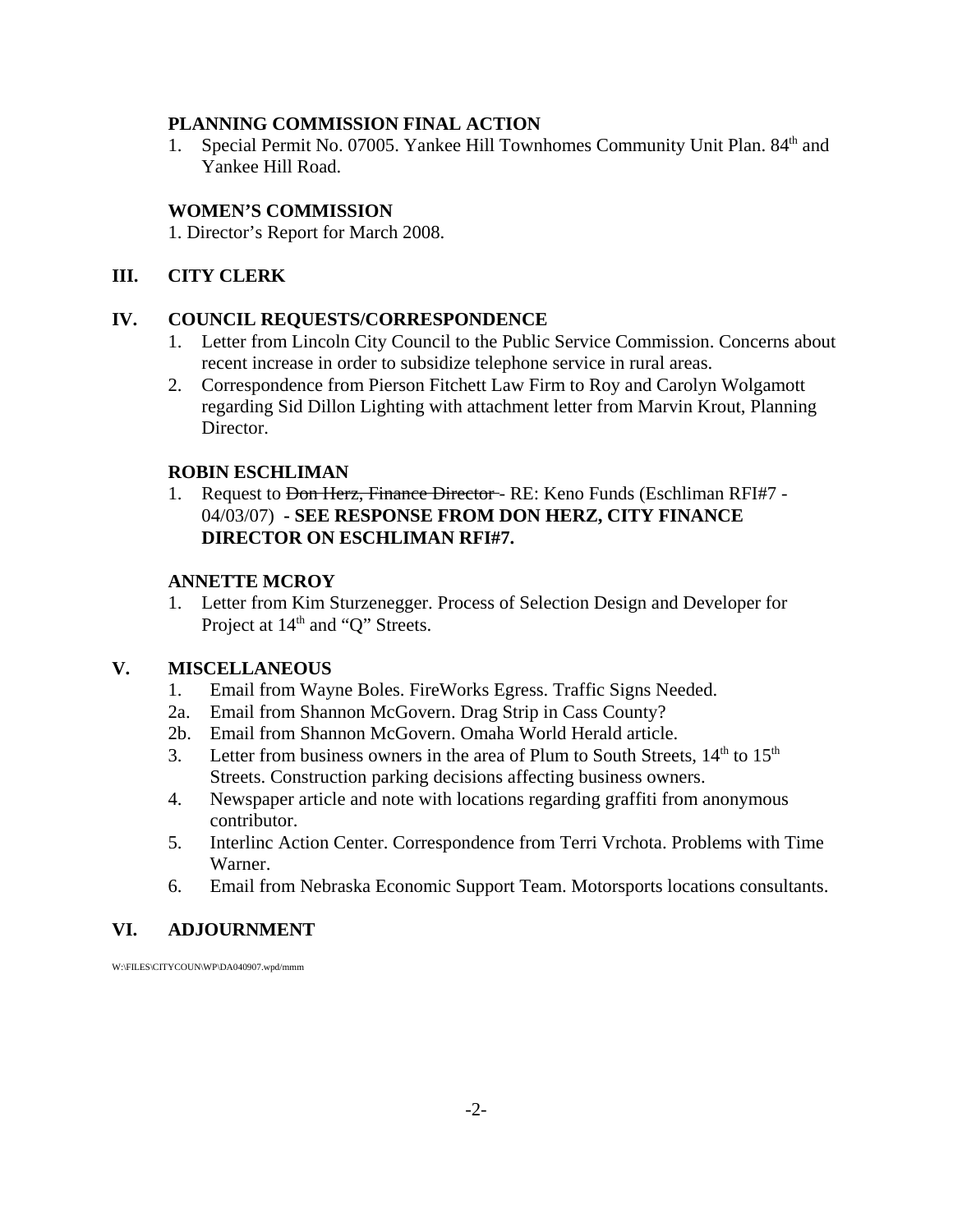**PLANNING COMMISSION FINAL ACTION**

1. Special Permit No. 07005. Yankee Hill Townhomes Community Unit Plan. 84th and Yankee Hill Road.

**WOMEN'S COMMISSION**

1. Director's Report for March 2008.

## III. CITY CLERK

## IV. COUNCIL REQUESTS/CORRESPONDENCE

1. Letter from Lincoln City Council to the Public Service Commission. Concerns about recent increase in order to subsidize telephone service in rural areas.
2. Correspondence from Pierson Fitchett Law Firm to Roy and Carolyn Wolgamott regarding Sid Dillon Lighting with attachment letter from Marvin Krout, Planning Director.

**ROBIN ESCHLIMAN**

1. Request to ~~Don Herz, Finance Director~~ - RE: Keno Funds (Eschliman RFI#7 - 04/03/07) **- SEE RESPONSE FROM DON HERZ, CITY FINANCE DIRECTOR ON ESCHLIMAN RFI#7.**

**ANNETTE MCROY**

1. Letter from Kim Sturzenegger. Process of Selection Design and Developer for Project at 14th and "Q" Streets.

## V. MISCELLANEOUS

1. Email from Wayne Boles. FireWorks Egress. Traffic Signs Needed.

2a. Email from Shannon McGovern. Drag Strip in Cass County?

2b. Email from Shannon McGovern. Omaha World Herald article.

3. Letter from business owners in the area of Plum to South Streets, 14th to 15th Streets. Construction parking decisions affecting business owners.
4. Newspaper article and note with locations regarding graffiti from anonymous contributor.
5. Interlinc Action Center. Correspondence from Terri Vrchota. Problems with Time Warner.
6. Email from Nebraska Economic Support Team. Motorsports locations consultants.

## VI. ADJOURNMENT

W:\FILES\CITYCOUN\WP\DA040907.wpd/mmm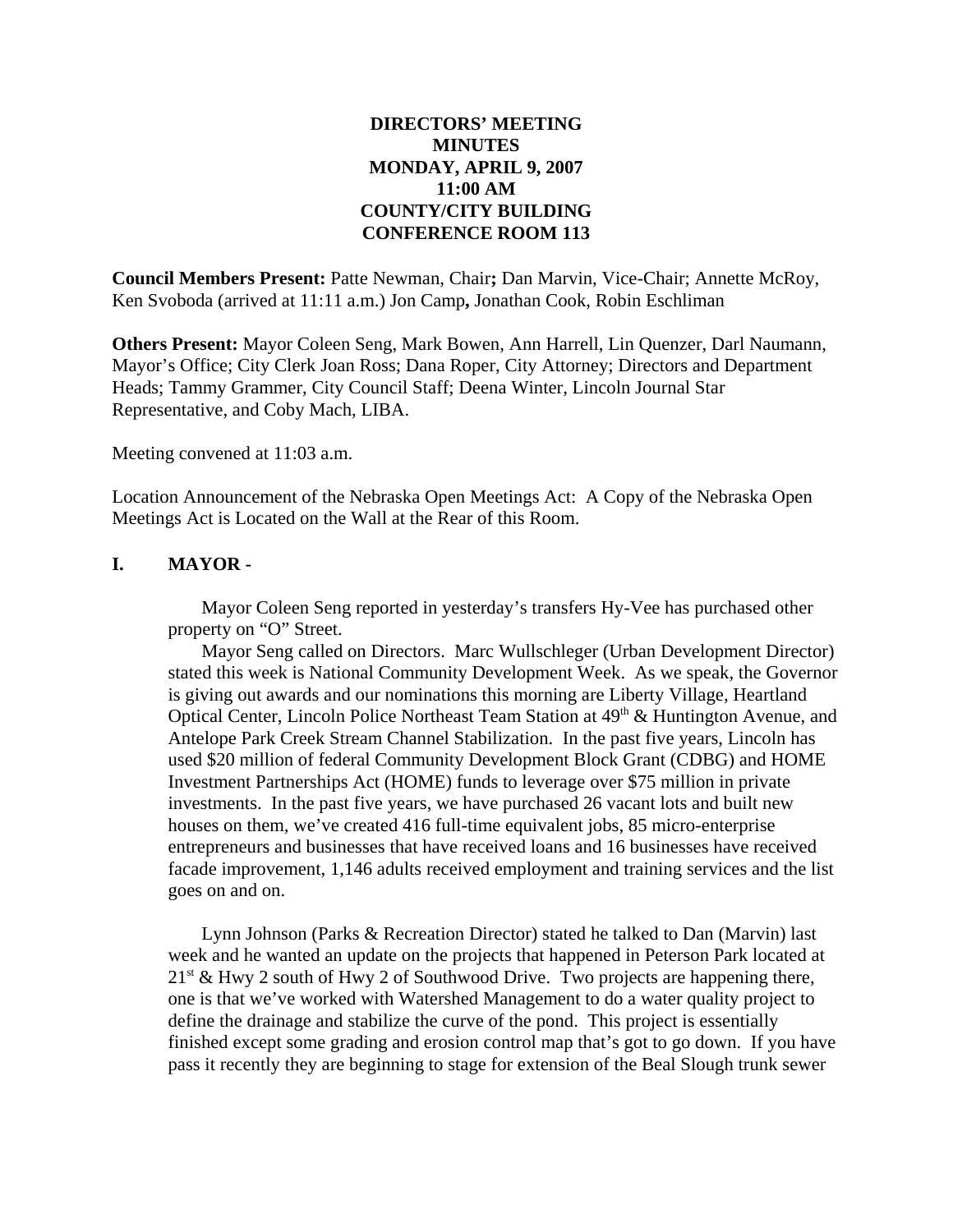**DIRECTORS' MEETING**
**MINUTES**
**MONDAY, APRIL 9, 2007**
**11:00 AM**
**COUNTY/CITY BUILDING**
**CONFERENCE ROOM 113**

**Council Members Present:** Patte Newman, Chair**;** Dan Marvin, Vice-Chair; Annette McRoy, Ken Svoboda (arrived at 11:11 a.m.) Jon Camp**,** Jonathan Cook, Robin Eschliman

**Others Present:** Mayor Coleen Seng, Mark Bowen, Ann Harrell, Lin Quenzer, Darl Naumann, Mayor's Office; City Clerk Joan Ross; Dana Roper, City Attorney; Directors and Department Heads; Tammy Grammer, City Council Staff; Deena Winter, Lincoln Journal Star Representative, and Coby Mach, LIBA.

Meeting convened at 11:03 a.m.

Location Announcement of the Nebraska Open Meetings Act: A Copy of the Nebraska Open Meetings Act is Located on the Wall at the Rear of this Room.

## I. MAYOR -

Mayor Coleen Seng reported in yesterday's transfers Hy-Vee has purchased other property on "O" Street.

Mayor Seng called on Directors. Marc Wullschleger (Urban Development Director) stated this week is National Community Development Week. As we speak, the Governor is giving out awards and our nominations this morning are Liberty Village, Heartland Optical Center, Lincoln Police Northeast Team Station at 49th & Huntington Avenue, and Antelope Park Creek Stream Channel Stabilization. In the past five years, Lincoln has used $20 million of federal Community Development Block Grant (CDBG) and HOME Investment Partnerships Act (HOME) funds to leverage over $75 million in private investments. In the past five years, we have purchased 26 vacant lots and built new houses on them, we've created 416 full-time equivalent jobs, 85 micro-enterprise entrepreneurs and businesses that have received loans and 16 businesses have received facade improvement, 1,146 adults received employment and training services and the list goes on and on.

Lynn Johnson (Parks & Recreation Director) stated he talked to Dan (Marvin) last week and he wanted an update on the projects that happened in Peterson Park located at 21st & Hwy 2 south of Hwy 2 of Southwood Drive. Two projects are happening there, one is that we've worked with Watershed Management to do a water quality project to define the drainage and stabilize the curve of the pond. This project is essentially finished except some grading and erosion control map that's got to go down. If you have pass it recently they are beginning to stage for extension of the Beal Slough trunk sewer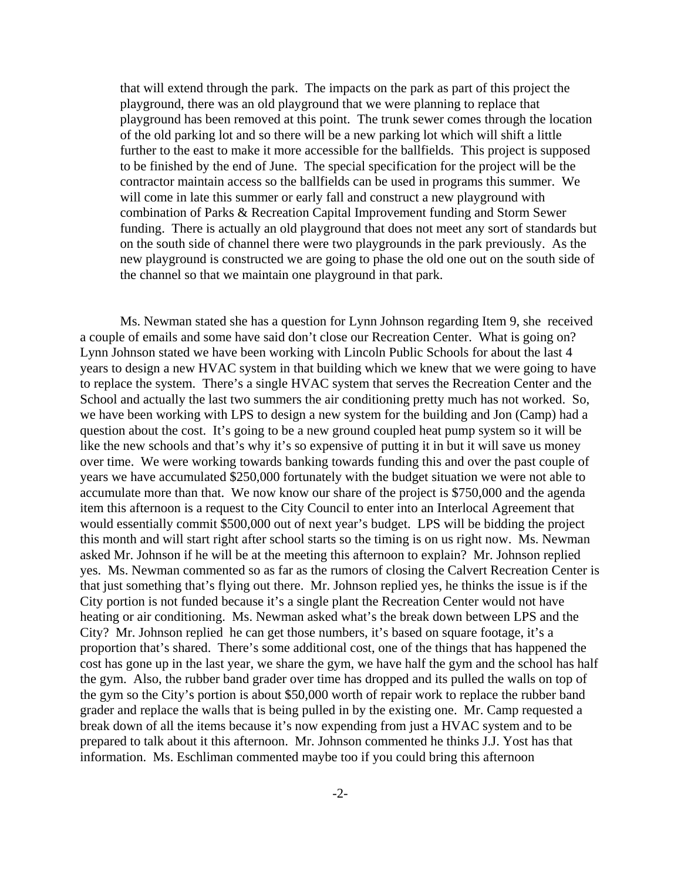that will extend through the park. The impacts on the park as part of this project the playground, there was an old playground that we were planning to replace that playground has been removed at this point. The trunk sewer comes through the location of the old parking lot and so there will be a new parking lot which will shift a little further to the east to make it more accessible for the ballfields. This project is supposed to be finished by the end of June. The special specification for the project will be the contractor maintain access so the ballfields can be used in programs this summer. We will come in late this summer or early fall and construct a new playground with combination of Parks & Recreation Capital Improvement funding and Storm Sewer funding. There is actually an old playground that does not meet any sort of standards but on the south side of channel there were two playgrounds in the park previously. As the new playground is constructed we are going to phase the old one out on the south side of the channel so that we maintain one playground in that park.

Ms. Newman stated she has a question for Lynn Johnson regarding Item 9, she received a couple of emails and some have said don't close our Recreation Center. What is going on? Lynn Johnson stated we have been working with Lincoln Public Schools for about the last 4 years to design a new HVAC system in that building which we knew that we were going to have to replace the system. There's a single HVAC system that serves the Recreation Center and the School and actually the last two summers the air conditioning pretty much has not worked. So, we have been working with LPS to design a new system for the building and Jon (Camp) had a question about the cost. It's going to be a new ground coupled heat pump system so it will be like the new schools and that's why it's so expensive of putting it in but it will save us money over time. We were working towards banking towards funding this and over the past couple of years we have accumulated $250,000 fortunately with the budget situation we were not able to accumulate more than that. We now know our share of the project is $750,000 and the agenda item this afternoon is a request to the City Council to enter into an Interlocal Agreement that would essentially commit $500,000 out of next year's budget. LPS will be bidding the project this month and will start right after school starts so the timing is on us right now. Ms. Newman asked Mr. Johnson if he will be at the meeting this afternoon to explain? Mr. Johnson replied yes. Ms. Newman commented so as far as the rumors of closing the Calvert Recreation Center is that just something that's flying out there. Mr. Johnson replied yes, he thinks the issue is if the City portion is not funded because it's a single plant the Recreation Center would not have heating or air conditioning. Ms. Newman asked what's the break down between LPS and the City? Mr. Johnson replied he can get those numbers, it's based on square footage, it's a proportion that's shared. There's some additional cost, one of the things that has happened the cost has gone up in the last year, we share the gym, we have half the gym and the school has half the gym. Also, the rubber band grader over time has dropped and its pulled the walls on top of the gym so the City's portion is about $50,000 worth of repair work to replace the rubber band grader and replace the walls that is being pulled in by the existing one. Mr. Camp requested a break down of all the items because it's now expending from just a HVAC system and to be prepared to talk about it this afternoon. Mr. Johnson commented he thinks J.J. Yost has that information. Ms. Eschliman commented maybe too if you could bring this afternoon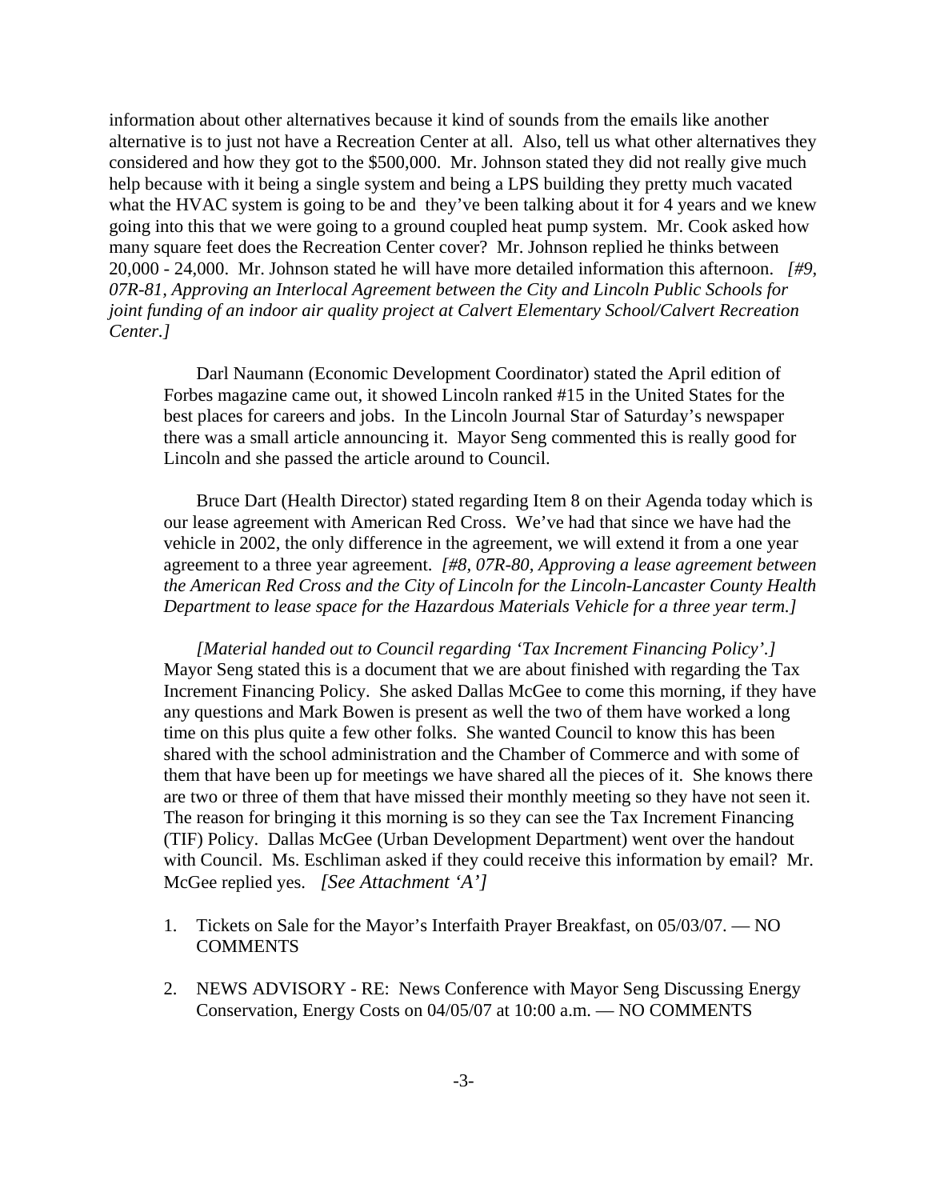information about other alternatives because it kind of sounds from the emails like another alternative is to just not have a Recreation Center at all. Also, tell us what other alternatives they considered and how they got to the $500,000. Mr. Johnson stated they did not really give much help because with it being a single system and being a LPS building they pretty much vacated what the HVAC system is going to be and they've been talking about it for 4 years and we knew going into this that we were going to a ground coupled heat pump system. Mr. Cook asked how many square feet does the Recreation Center cover? Mr. Johnson replied he thinks between 20,000 - 24,000. Mr. Johnson stated he will have more detailed information this afternoon. *[#9, 07R-81, Approving an Interlocal Agreement between the City and Lincoln Public Schools for joint funding of an indoor air quality project at Calvert Elementary School/Calvert Recreation Center.]*

Darl Naumann (Economic Development Coordinator) stated the April edition of Forbes magazine came out, it showed Lincoln ranked #15 in the United States for the best places for careers and jobs. In the Lincoln Journal Star of Saturday's newspaper there was a small article announcing it. Mayor Seng commented this is really good for Lincoln and she passed the article around to Council.

Bruce Dart (Health Director) stated regarding Item 8 on their Agenda today which is our lease agreement with American Red Cross. We've had that since we have had the vehicle in 2002, the only difference in the agreement, we will extend it from a one year agreement to a three year agreement. *[#8, 07R-80, Approving a lease agreement between the American Red Cross and the City of Lincoln for the Lincoln-Lancaster County Health Department to lease space for the Hazardous Materials Vehicle for a three year term.]*

*[Material handed out to Council regarding 'Tax Increment Financing Policy'.]* Mayor Seng stated this is a document that we are about finished with regarding the Tax Increment Financing Policy. She asked Dallas McGee to come this morning, if they have any questions and Mark Bowen is present as well the two of them have worked a long time on this plus quite a few other folks. She wanted Council to know this has been shared with the school administration and the Chamber of Commerce and with some of them that have been up for meetings we have shared all the pieces of it. She knows there are two or three of them that have missed their monthly meeting so they have not seen it. The reason for bringing it this morning is so they can see the Tax Increment Financing (TIF) Policy. Dallas McGee (Urban Development Department) went over the handout with Council. Ms. Eschliman asked if they could receive this information by email? Mr. McGee replied yes. *[See Attachment 'A']*

1. Tickets on Sale for the Mayor's Interfaith Prayer Breakfast, on 05/03/07. — NO COMMENTS

2. NEWS ADVISORY - RE: News Conference with Mayor Seng Discussing Energy Conservation, Energy Costs on 04/05/07 at 10:00 a.m. — NO COMMENTS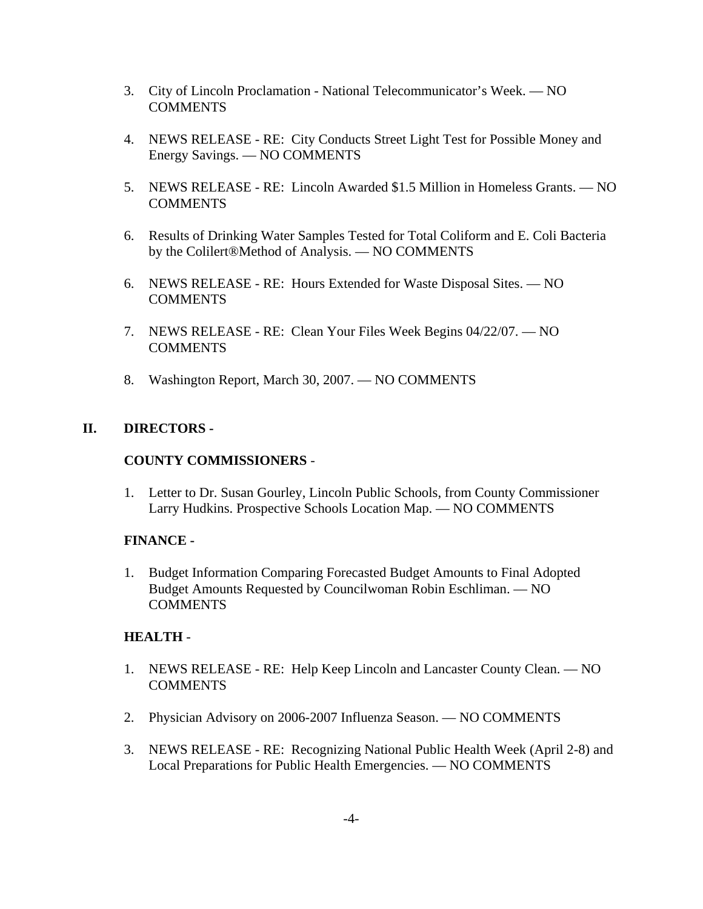3. City of Lincoln Proclamation - National Telecommunicator's Week. — NO COMMENTS

4. NEWS RELEASE - RE: City Conducts Street Light Test for Possible Money and Energy Savings. — NO COMMENTS

5. NEWS RELEASE - RE: Lincoln Awarded $1.5 Million in Homeless Grants. — NO COMMENTS

6. Results of Drinking Water Samples Tested for Total Coliform and E. Coli Bacteria by the Colilert®Method of Analysis. — NO COMMENTS

6. NEWS RELEASE - RE: Hours Extended for Waste Disposal Sites. — NO COMMENTS

7. NEWS RELEASE - RE: Clean Your Files Week Begins 04/22/07. — NO COMMENTS

8. Washington Report, March 30, 2007. — NO COMMENTS

## II. DIRECTORS -

### COUNTY COMMISSIONERS -

1. Letter to Dr. Susan Gourley, Lincoln Public Schools, from County Commissioner Larry Hudkins. Prospective Schools Location Map. — NO COMMENTS

### FINANCE -

1. Budget Information Comparing Forecasted Budget Amounts to Final Adopted Budget Amounts Requested by Councilwoman Robin Eschliman. — NO COMMENTS

### HEALTH -

1. NEWS RELEASE - RE: Help Keep Lincoln and Lancaster County Clean. — NO COMMENTS

2. Physician Advisory on 2006-2007 Influenza Season. — NO COMMENTS

3. NEWS RELEASE - RE: Recognizing National Public Health Week (April 2-8) and Local Preparations for Public Health Emergencies. — NO COMMENTS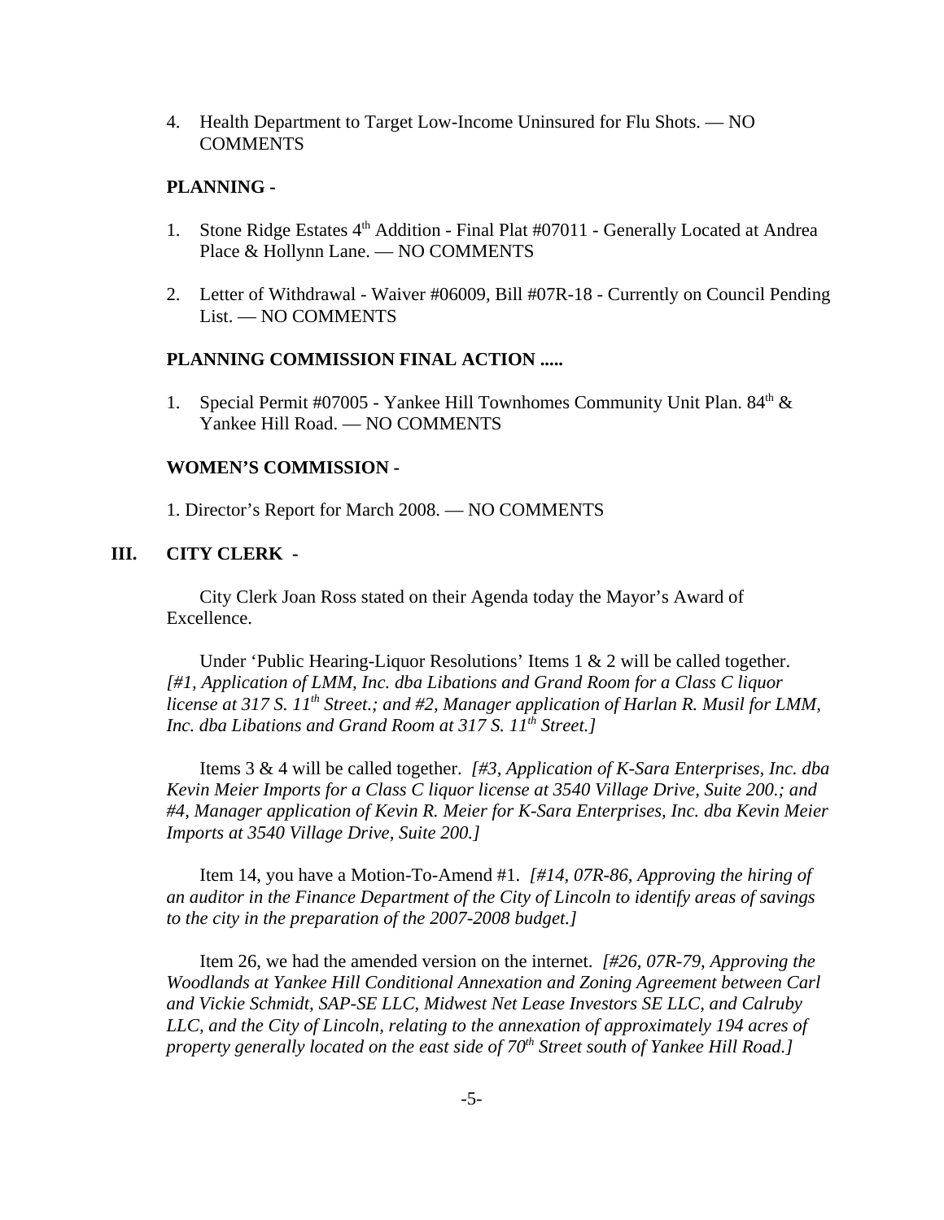4. Health Department to Target Low-Income Uninsured for Flu Shots. — NO COMMENTS

**PLANNING -**

1. Stone Ridge Estates 4th Addition - Final Plat #07011 - Generally Located at Andrea Place & Hollynn Lane. — NO COMMENTS

2. Letter of Withdrawal - Waiver #06009, Bill #07R-18 - Currently on Council Pending List. — NO COMMENTS

**PLANNING COMMISSION FINAL ACTION .....**

1. Special Permit #07005 - Yankee Hill Townhomes Community Unit Plan. 84th & Yankee Hill Road. — NO COMMENTS

**WOMEN'S COMMISSION -**

1. Director's Report for March 2008. — NO COMMENTS

## III. CITY CLERK -

City Clerk Joan Ross stated on their Agenda today the Mayor's Award of Excellence.

Under 'Public Hearing-Liquor Resolutions' Items 1 & 2 will be called together. *[#1, Application of LMM, Inc. dba Libations and Grand Room for a Class C liquor license at 317 S. 11th Street.; and #2, Manager application of Harlan R. Musil for LMM, Inc. dba Libations and Grand Room at 317 S. 11th Street.]*

Items 3 & 4 will be called together. *[#3, Application of K-Sara Enterprises, Inc. dba Kevin Meier Imports for a Class C liquor license at 3540 Village Drive, Suite 200.; and #4, Manager application of Kevin R. Meier for K-Sara Enterprises, Inc. dba Kevin Meier Imports at 3540 Village Drive, Suite 200.]*

Item 14, you have a Motion-To-Amend #1. *[#14, 07R-86, Approving the hiring of an auditor in the Finance Department of the City of Lincoln to identify areas of savings to the city in the preparation of the 2007-2008 budget.]*

Item 26, we had the amended version on the internet. *[#26, 07R-79, Approving the Woodlands at Yankee Hill Conditional Annexation and Zoning Agreement between Carl and Vickie Schmidt, SAP-SE LLC, Midwest Net Lease Investors SE LLC, and Calruby LLC, and the City of Lincoln, relating to the annexation of approximately 194 acres of property generally located on the east side of 70th Street south of Yankee Hill Road.]*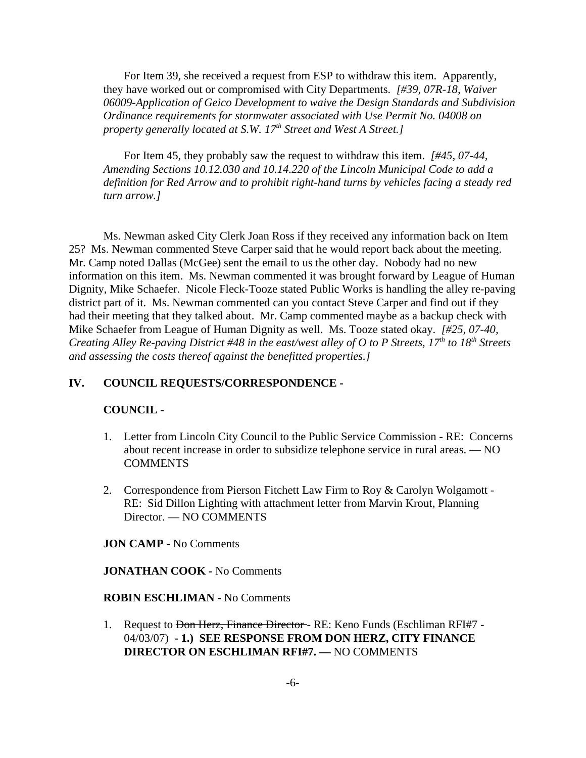For Item 39, she received a request from ESP to withdraw this item. Apparently, they have worked out or compromised with City Departments. *[#39, 07R-18, Waiver 06009-Application of Geico Development to waive the Design Standards and Subdivision Ordinance requirements for stormwater associated with Use Permit No. 04008 on property generally located at S.W. 17th Street and West A Street.]*

For Item 45, they probably saw the request to withdraw this item. *[#45, 07-44, Amending Sections 10.12.030 and 10.14.220 of the Lincoln Municipal Code to add a definition for Red Arrow and to prohibit right-hand turns by vehicles facing a steady red turn arrow.]*

Ms. Newman asked City Clerk Joan Ross if they received any information back on Item 25? Ms. Newman commented Steve Carper said that he would report back about the meeting. Mr. Camp noted Dallas (McGee) sent the email to us the other day. Nobody had no new information on this item. Ms. Newman commented it was brought forward by League of Human Dignity, Mike Schaefer. Nicole Fleck-Tooze stated Public Works is handling the alley re-paving district part of it. Ms. Newman commented can you contact Steve Carper and find out if they had their meeting that they talked about. Mr. Camp commented maybe as a backup check with Mike Schaefer from League of Human Dignity as well. Ms. Tooze stated okay. *[#25, 07-40, Creating Alley Re-paving District #48 in the east/west alley of O to P Streets, 17th to 18th Streets and assessing the costs thereof against the benefitted properties.]*

## IV. COUNCIL REQUESTS/CORRESPONDENCE -

### COUNCIL -

1. Letter from Lincoln City Council to the Public Service Commission - RE: Concerns about recent increase in order to subsidize telephone service in rural areas. — NO COMMENTS

2. Correspondence from Pierson Fitchett Law Firm to Roy & Carolyn Wolgamott - RE: Sid Dillon Lighting with attachment letter from Marvin Krout, Planning Director. — NO COMMENTS

**JON CAMP -** No Comments

**JONATHAN COOK -** No Comments

**ROBIN ESCHLIMAN -** No Comments

1. Request to ~~Don Herz, Finance Director~~ - RE: Keno Funds (Eschliman RFI#7 - 04/03/07) **- 1.) SEE RESPONSE FROM DON HERZ, CITY FINANCE DIRECTOR ON ESCHLIMAN RFI#7. —** NO COMMENTS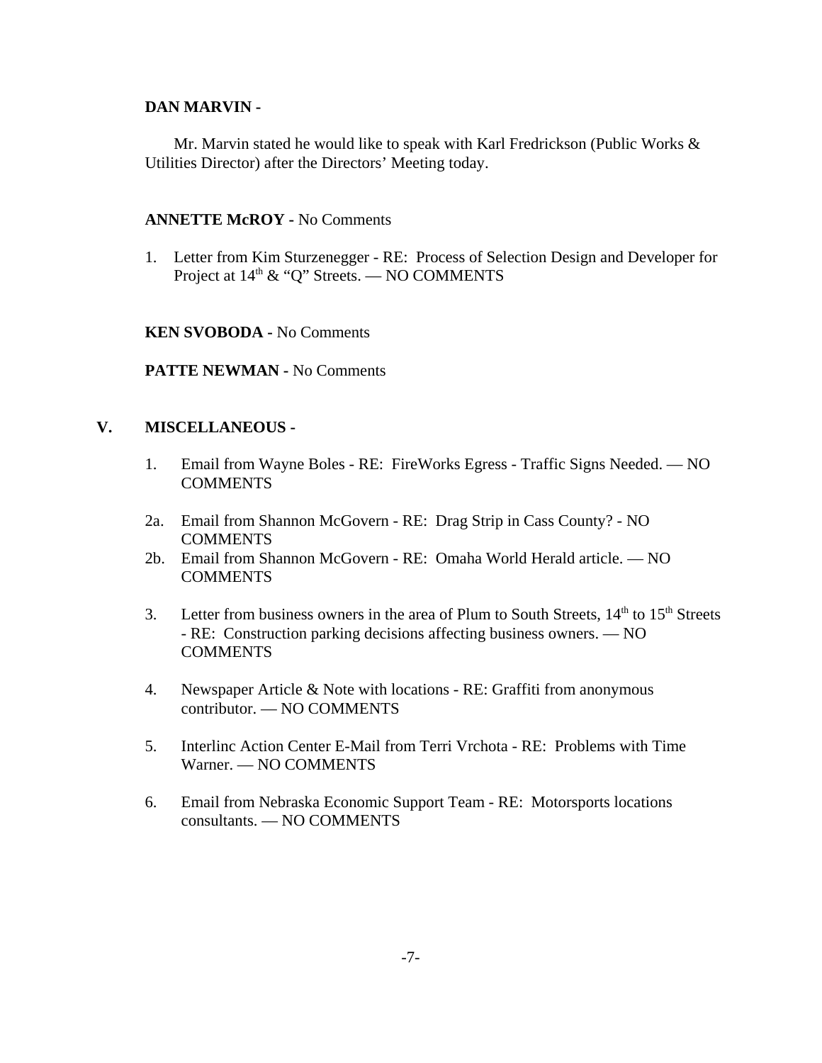**DAN MARVIN -**

Mr. Marvin stated he would like to speak with Karl Fredrickson (Public Works & Utilities Director) after the Directors' Meeting today.

**ANNETTE McROY -** No Comments

1. Letter from Kim Sturzenegger - RE: Process of Selection Design and Developer for Project at 14th & "Q" Streets. — NO COMMENTS

**KEN SVOBODA -** No Comments

**PATTE NEWMAN -** No Comments

## V. MISCELLANEOUS -

1. Email from Wayne Boles - RE: FireWorks Egress - Traffic Signs Needed. — NO COMMENTS

2a. Email from Shannon McGovern - RE: Drag Strip in Cass County? - NO COMMENTS

2b. Email from Shannon McGovern - RE: Omaha World Herald article. — NO COMMENTS

3. Letter from business owners in the area of Plum to South Streets, 14th to 15th Streets - RE: Construction parking decisions affecting business owners. — NO COMMENTS

4. Newspaper Article & Note with locations - RE: Graffiti from anonymous contributor. — NO COMMENTS

5. Interlinc Action Center E-Mail from Terri Vrchota - RE: Problems with Time Warner. — NO COMMENTS

6. Email from Nebraska Economic Support Team - RE: Motorsports locations consultants. — NO COMMENTS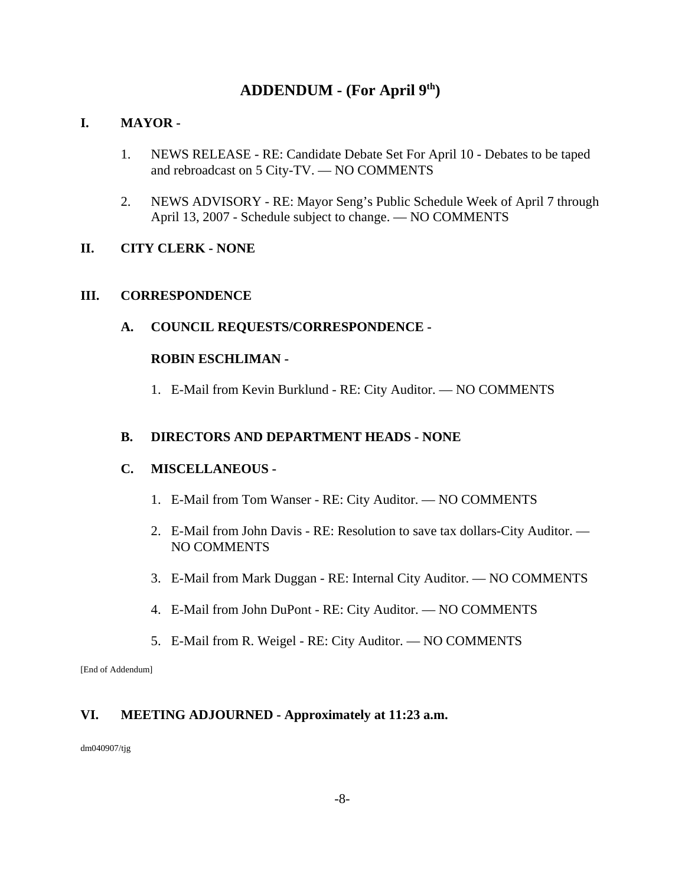# ADDENDUM - (For April 9th)

## I. MAYOR -

1. NEWS RELEASE - RE: Candidate Debate Set For April 10 - Debates to be taped and rebroadcast on 5 City-TV. — NO COMMENTS

2. NEWS ADVISORY - RE: Mayor Seng's Public Schedule Week of April 7 through April 13, 2007 - Schedule subject to change. — NO COMMENTS

## II. CITY CLERK - NONE

## III. CORRESPONDENCE

### A. COUNCIL REQUESTS/CORRESPONDENCE -

**ROBIN ESCHLIMAN -**

1. E-Mail from Kevin Burklund - RE: City Auditor. — NO COMMENTS

### B. DIRECTORS AND DEPARTMENT HEADS - NONE

### C. MISCELLANEOUS -

1. E-Mail from Tom Wanser - RE: City Auditor. — NO COMMENTS

2. E-Mail from John Davis - RE: Resolution to save tax dollars-City Auditor. — NO COMMENTS

3. E-Mail from Mark Duggan - RE: Internal City Auditor. — NO COMMENTS

4. E-Mail from John DuPont - RE: City Auditor. — NO COMMENTS

5. E-Mail from R. Weigel - RE: City Auditor. — NO COMMENTS

[End of Addendum]

## VI. MEETING ADJOURNED - Approximately at 11:23 a.m.

dm040907/tjg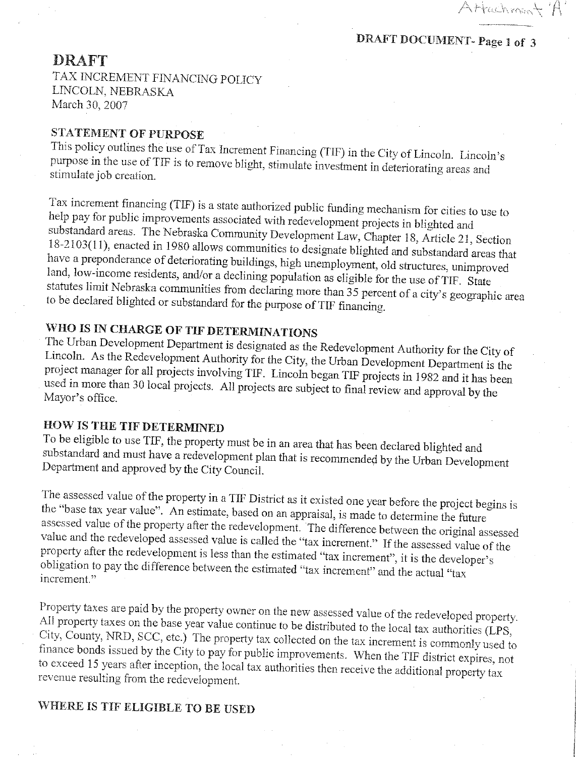Attachment 'A'

**DRAFT DOCUMENT- Page 1 of 3**

# DRAFT

TAX INCREMENT FINANCING POLICY
LINCOLN, NEBRASKA
March 30, 2007

## STATEMENT OF PURPOSE

This policy outlines the use of Tax Increment Financing (TIF) in the City of Lincoln. Lincoln's purpose in the use of TIF is to remove blight, stimulate investment in deteriorating areas and stimulate job creation.

Tax increment financing (TIF) is a state authorized public funding mechanism for cities to use to help pay for public improvements associated with redevelopment projects in blighted and substandard areas. The Nebraska Community Development Law, Chapter 18, Article 21, Section 18-2103(11), enacted in 1980 allows communities to designate blighted and substandard areas that have a preponderance of deteriorating buildings, high unemployment, old structures, unimproved land, low-income residents, and/or a declining population as eligible for the use of TIF. State statutes limit Nebraska communities from declaring more than 35 percent of a city's geographic area to be declared blighted or substandard for the purpose of TIF financing.

## WHO IS IN CHARGE OF TIF DETERMINATIONS

The Urban Development Department is designated as the Redevelopment Authority for the City of Lincoln. As the Redevelopment Authority for the City, the Urban Development Department is the project manager for all projects involving TIF. Lincoln began TIF projects in 1982 and it has been used in more than 30 local projects. All projects are subject to final review and approval by the Mayor's office.

## HOW IS THE TIF DETERMINED

To be eligible to use TIF, the property must be in an area that has been declared blighted and substandard and must have a redevelopment plan that is recommended by the Urban Development Department and approved by the City Council.

The assessed value of the property in a TIF District as it existed one year before the project begins is the "base tax year value". An estimate, based on an appraisal, is made to determine the future assessed value of the property after the redevelopment. The difference between the original assessed value and the redeveloped assessed value is called the "tax increment." If the assessed value of the property after the redevelopment is less than the estimated "tax increment", it is the developer's obligation to pay the difference between the estimated "tax increment" and the actual "tax increment."

Property taxes are paid by the property owner on the new assessed value of the redeveloped property. All property taxes on the base year value continue to be distributed to the local tax authorities (LPS, City, County, NRD, SCC, etc.) The property tax collected on the tax increment is commonly used to finance bonds issued by the City to pay for public improvements. When the TIF district expires, not to exceed 15 years after inception, the local tax authorities then receive the additional property tax revenue resulting from the redevelopment.

## WHERE IS TIF ELIGIBLE TO BE USED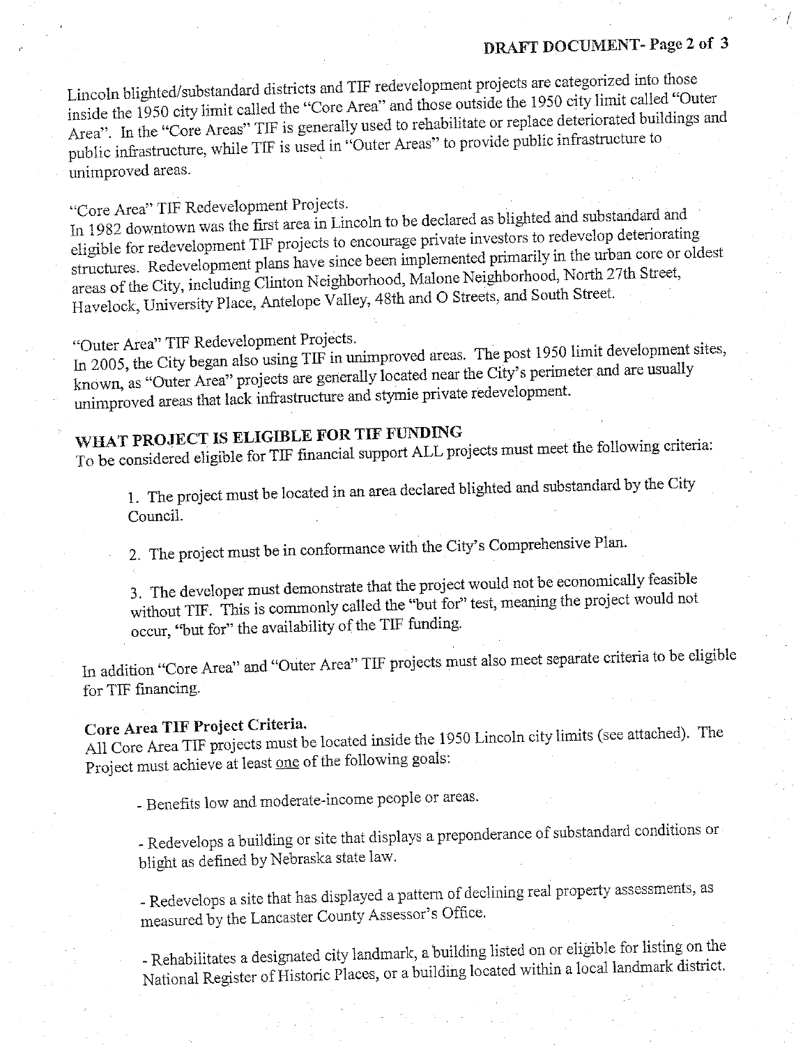Lincoln blighted/substandard districts and TIF redevelopment projects are categorized into those inside the 1950 city limit called the "Core Area" and those outside the 1950 city limit called "Outer Area". In the "Core Areas" TIF is generally used to rehabilitate or replace deteriorated buildings and public infrastructure, while TIF is used in "Outer Areas" to provide public infrastructure to unimproved areas.

"Core Area" TIF Redevelopment Projects.
In 1982 downtown was the first area in Lincoln to be declared as blighted and substandard and eligible for redevelopment TIF projects to encourage private investors to redevelop deteriorating structures. Redevelopment plans have since been implemented primarily in the urban core or oldest areas of the City, including Clinton Neighborhood, Malone Neighborhood, North 27th Street, Havelock, University Place, Antelope Valley, 48th and O Streets, and South Street.

"Outer Area" TIF Redevelopment Projects.
In 2005, the City began also using TIF in unimproved areas. The post 1950 limit development sites, known, as "Outer Area" projects are generally located near the City's perimeter and are usually unimproved areas that lack infrastructure and stymie private redevelopment.

## WHAT PROJECT IS ELIGIBLE FOR TIF FUNDING

To be considered eligible for TIF financial support ALL projects must meet the following criteria:

1. The project must be located in an area declared blighted and substandard by the City Council.

2. The project must be in conformance with the City's Comprehensive Plan.

3. The developer must demonstrate that the project would not be economically feasible without TIF. This is commonly called the "but for" test, meaning the project would not occur, "but for" the availability of the TIF funding.

In addition "Core Area" and "Outer Area" TIF projects must also meet separate criteria to be eligible for TIF financing.

**Core Area TIF Project Criteria.**
All Core Area TIF projects must be located inside the 1950 Lincoln city limits (see attached). The Project must achieve at least one of the following goals:

- Benefits low and moderate-income people or areas.

- Redevelops a building or site that displays a preponderance of substandard conditions or blight as defined by Nebraska state law.

- Redevelops a site that has displayed a pattern of declining real property assessments, as measured by the Lancaster County Assessor's Office.

- Rehabilitates a designated city landmark, a building listed on or eligible for listing on the National Register of Historic Places, or a building located within a local landmark district.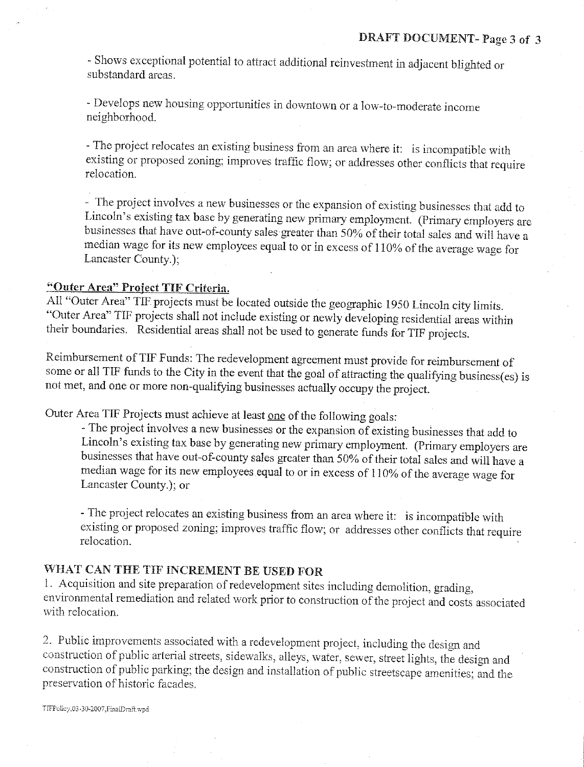- Shows exceptional potential to attract additional reinvestment in adjacent blighted or substandard areas.

- Develops new housing opportunities in downtown or a low-to-moderate income neighborhood.

- The project relocates an existing business from an area where it: is incompatible with existing or proposed zoning; improves traffic flow; or addresses other conflicts that require relocation.

- The project involves a new businesses or the expansion of existing businesses that add to Lincoln's existing tax base by generating new primary employment. (Primary employers are businesses that have out-of-county sales greater than 50% of their total sales and will have a median wage for its new employees equal to or in excess of 110% of the average wage for Lancaster County.);

**"Outer Area" Project TIF Criteria.**

All "Outer Area" TIF projects must be located outside the geographic 1950 Lincoln city limits. "Outer Area" TIF projects shall not include existing or newly developing residential areas within their boundaries. Residential areas shall not be used to generate funds for TIF projects.

Reimbursement of TIF Funds: The redevelopment agreement must provide for reimbursement of some or all TIF funds to the City in the event that the goal of attracting the qualifying business(es) is not met, and one or more non-qualifying businesses actually occupy the project.

Outer Area TIF Projects must achieve at least one of the following goals:

- The project involves a new businesses or the expansion of existing businesses that add to Lincoln's existing tax base by generating new primary employment. (Primary employers are businesses that have out-of-county sales greater than 50% of their total sales and will have a median wage for its new employees equal to or in excess of 110% of the average wage for Lancaster County.); or

- The project relocates an existing business from an area where it: is incompatible with existing or proposed zoning; improves traffic flow; or addresses other conflicts that require relocation.

## WHAT CAN THE TIF INCREMENT BE USED FOR

1. Acquisition and site preparation of redevelopment sites including demolition, grading, environmental remediation and related work prior to construction of the project and costs associated with relocation.

2. Public improvements associated with a redevelopment project, including the design and construction of public arterial streets, sidewalks, alleys, water, sewer, street lights, the design and construction of public parking; the design and installation of public streetscape amenities; and the preservation of historic facades.

TIFPolicy,03-30-2007,FinalDraft.wpd